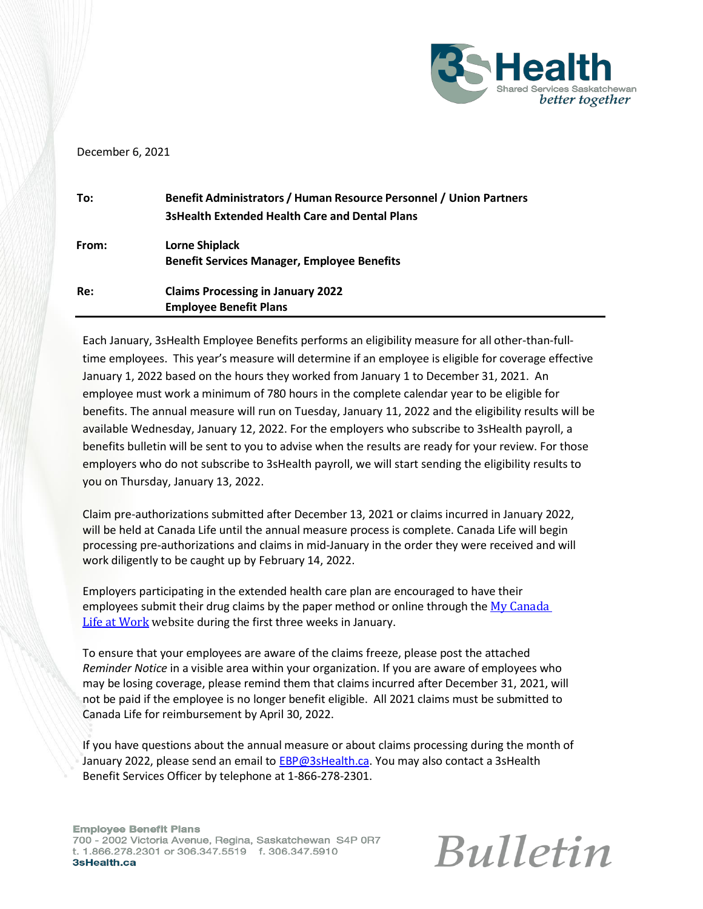3sHealth
Shared Services Saskatchewan
*better together*

December 6, 2021

| | |
|---|---|
| **To:** | **Benefit Administrators / Human Resource Personnel / Union Partners**<br>**3sHealth Extended Health Care and Dental Plans** |
| **From:** | **Lorne Shiplack**<br>**Benefit Services Manager, Employee Benefits** |
| **Re:** | **Claims Processing in January 2022**<br>**Employee Benefit Plans** |

Each January, 3sHealth Employee Benefits performs an eligibility measure for all other-than-full-time employees. This year's measure will determine if an employee is eligible for coverage effective January 1, 2022 based on the hours they worked from January 1 to December 31, 2021. An employee must work a minimum of 780 hours in the complete calendar year to be eligible for benefits. The annual measure will run on Tuesday, January 11, 2022 and the eligibility results will be available Wednesday, January 12, 2022. For the employers who subscribe to 3sHealth payroll, a benefits bulletin will be sent to you to advise when the results are ready for your review. For those employers who do not subscribe to 3sHealth payroll, we will start sending the eligibility results to you on Thursday, January 13, 2022.

Claim pre-authorizations submitted after December 13, 2021 or claims incurred in January 2022, will be held at Canada Life until the annual measure process is complete. Canada Life will begin processing pre-authorizations and claims in mid-January in the order they were received and will work diligently to be caught up by February 14, 2022.

Employers participating in the extended health care plan are encouraged to have their employees submit their drug claims by the paper method or online through the My Canada Life at Work website during the first three weeks in January.

To ensure that your employees are aware of the claims freeze, please post the attached *Reminder Notice* in a visible area within your organization. If you are aware of employees who may be losing coverage, please remind them that claims incurred after December 31, 2021, will not be paid if the employee is no longer benefit eligible. All 2021 claims must be submitted to Canada Life for reimbursement by April 30, 2022.

If you have questions about the annual measure or about claims processing during the month of January 2022, please send an email to EBP@3sHealth.ca. You may also contact a 3sHealth Benefit Services Officer by telephone at 1-866-278-2301.

**Employee Benefit Plans**
700 - 2002 Victoria Avenue, Regina, Saskatchewan S4P 0R7
t. 1.866.278.2301 or 306.347.5519 f. 306.347.5910
**3sHealth.ca**

*Bulletin*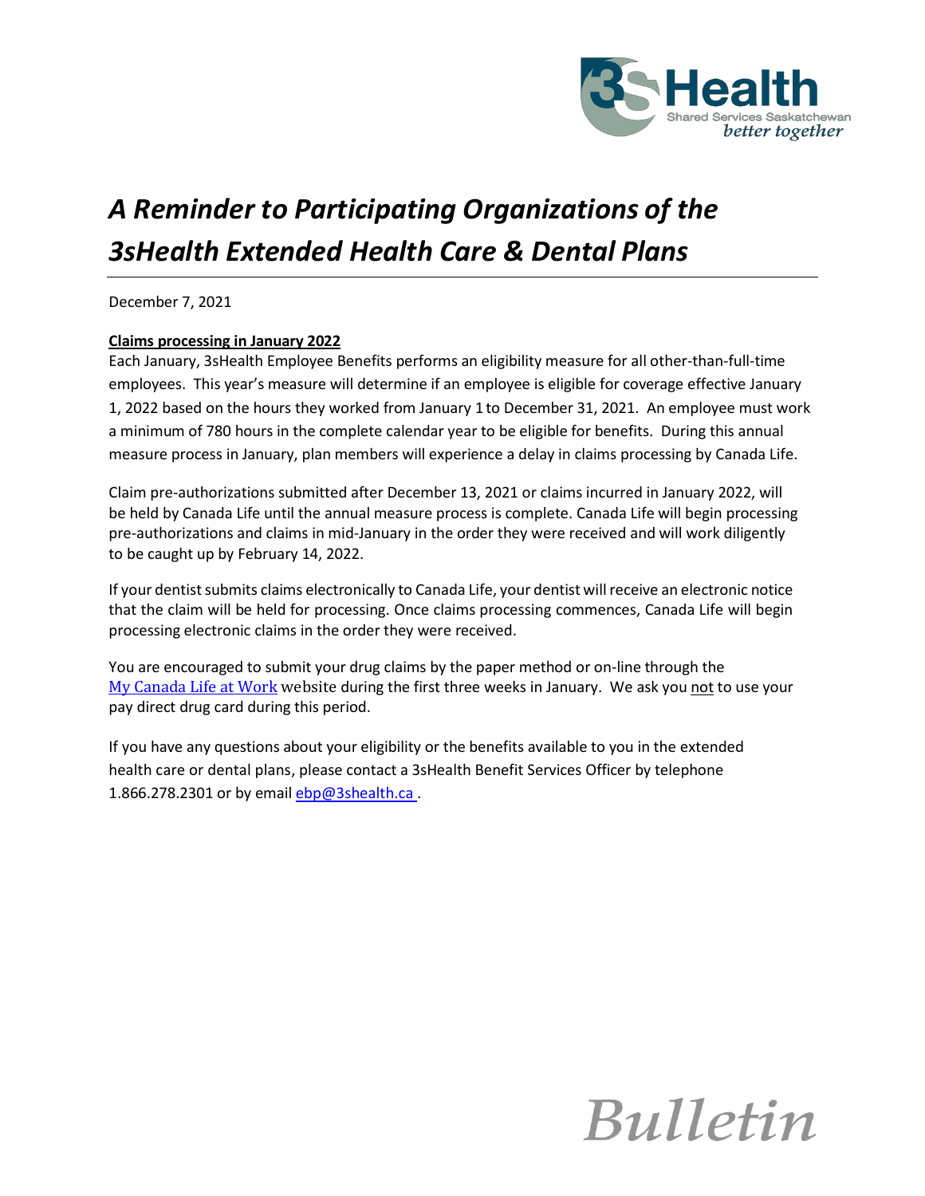# *A Reminder to Participating Organizations of the 3sHealth Extended Health Care & Dental Plans*

December 7, 2021

**Claims processing in January 2022**

Each January, 3sHealth Employee Benefits performs an eligibility measure for all other-than-full-time employees. This year's measure will determine if an employee is eligible for coverage effective January 1, 2022 based on the hours they worked from January 1 to December 31, 2021. An employee must work a minimum of 780 hours in the complete calendar year to be eligible for benefits. During this annual measure process in January, plan members will experience a delay in claims processing by Canada Life.

Claim pre-authorizations submitted after December 13, 2021 or claims incurred in January 2022, will be held by Canada Life until the annual measure process is complete. Canada Life will begin processing pre-authorizations and claims in mid-January in the order they were received and will work diligently to be caught up by February 14, 2022.

If your dentist submits claims electronically to Canada Life, your dentist will receive an electronic notice that the claim will be held for processing. Once claims processing commences, Canada Life will begin processing electronic claims in the order they were received.

You are encouraged to submit your drug claims by the paper method or on-line through the My Canada Life at Work website during the first three weeks in January. We ask you not to use your pay direct drug card during this period.

If you have any questions about your eligibility or the benefits available to you in the extended health care or dental plans, please contact a 3sHealth Benefit Services Officer by telephone 1.866.278.2301 or by email ebp@3shealth.ca .

*Bulletin*